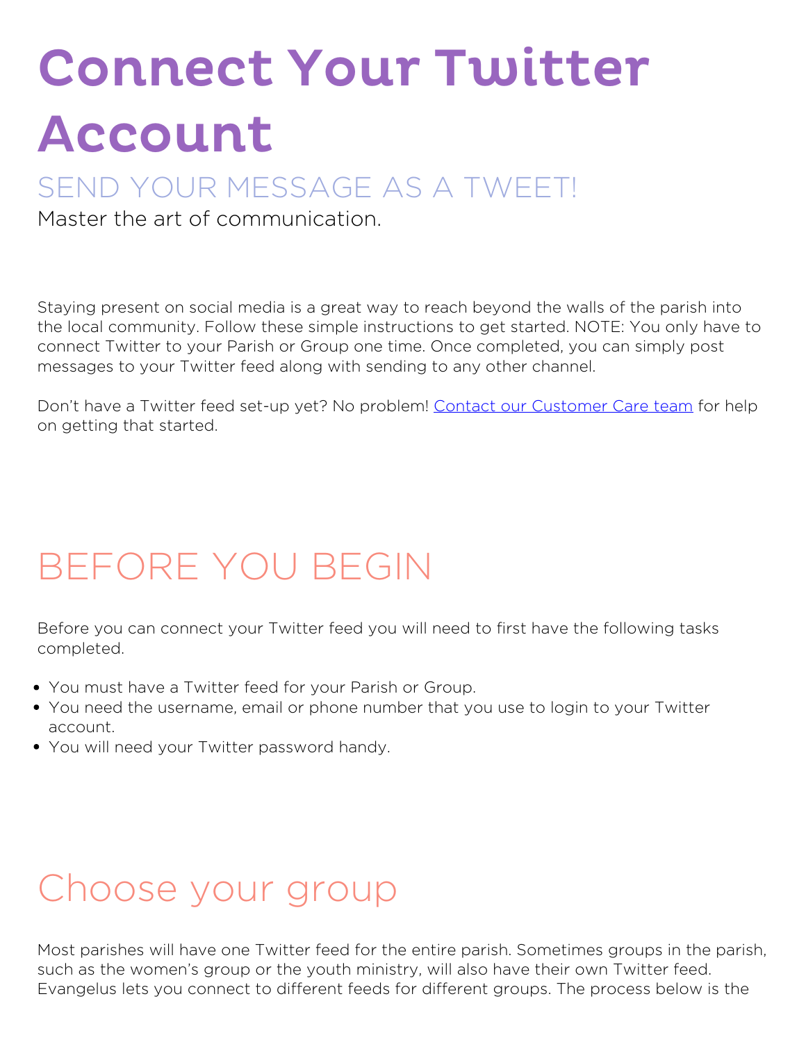# Connect Your Twitter Account

## SEND YOUR MESSAGE AS A TWEET!

Master the art of communication.

Staying present on social media is a great way to reach beyond the walls of the parish into the local community. Follow these simple instructions to get started. NOTE: You only have to connect Twitter to your Parish or Group one time. Once completed, you can simply post messages to your Twitter feed along with sending to any other channel.

Don't have a Twitter feed set-up yet? No problem! Contact our Customer Care team for help on getting that started.

## BEFORE YOU BEGIN

Before you can connect your Twitter feed you will need to first have the following tasks completed.

- You must have a Twitter feed for your Parish or Group.
- You need the username, email or phone number that you use to login to your Twitter account.
- You will need your Twitter password handy.

## Choose your group

Most parishes will have one Twitter feed for the entire parish. Sometimes groups in the parish, such as the women's group or the youth ministry, will also have their own Twitter feed. Evangelus lets you connect to different feeds for different groups. The process below is the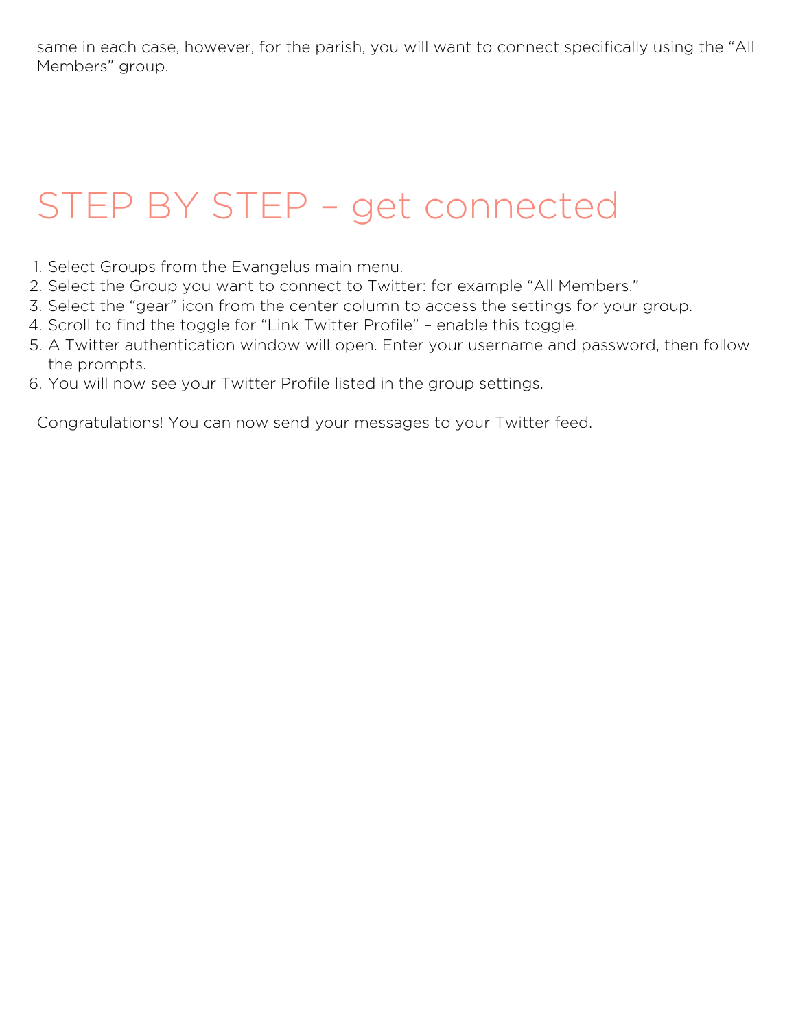same in each case, however, for the parish, you will want to connect specifically using the "All Members" group.

# STEP BY STEP – get connected

1. Select Groups from the Evangelus main menu.
2. Select the Group you want to connect to Twitter: for example "All Members."
3. Select the "gear" icon from the center column to access the settings for your group.
4. Scroll to find the toggle for "Link Twitter Profile" – enable this toggle.
5. A Twitter authentication window will open. Enter your username and password, then follow the prompts.
6. You will now see your Twitter Profile listed in the group settings.

Congratulations! You can now send your messages to your Twitter feed.